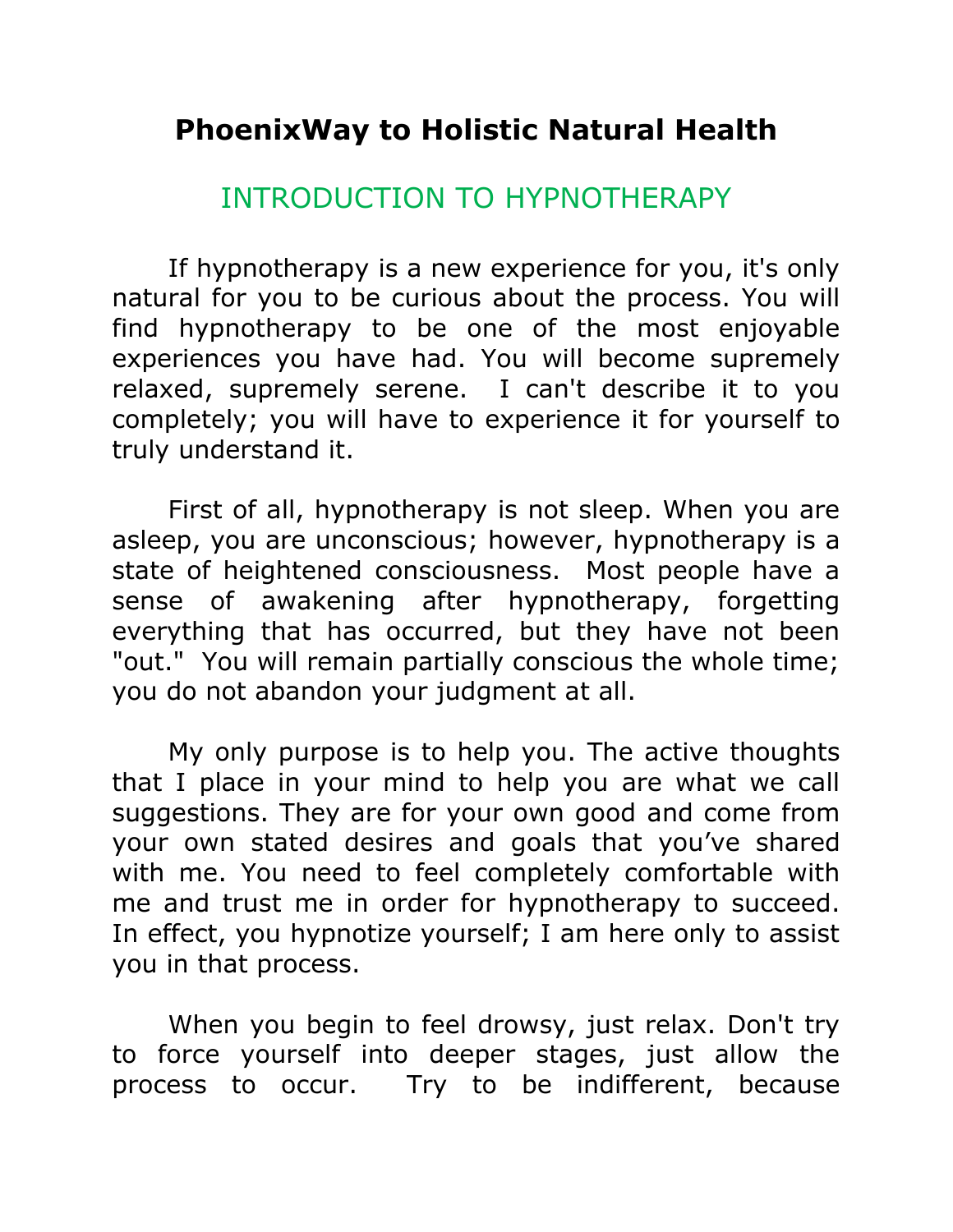# PhoenixWay to Holistic Natural Health

## INTRODUCTION TO HYPNOTHERAPY

If hypnotherapy is a new experience for you, it's only natural for you to be curious about the process. You will find hypnotherapy to be one of the most enjoyable experiences you have had. You will become supremely relaxed, supremely serene. I can't describe it to you completely; you will have to experience it for yourself to truly understand it.

First of all, hypnotherapy is not sleep. When you are asleep, you are unconscious; however, hypnotherapy is a state of heightened consciousness. Most people have a sense of awakening after hypnotherapy, forgetting everything that has occurred, but they have not been "out." You will remain partially conscious the whole time; you do not abandon your judgment at all.

My only purpose is to help you. The active thoughts that I place in your mind to help you are what we call suggestions. They are for your own good and come from your own stated desires and goals that you've shared with me. You need to feel completely comfortable with me and trust me in order for hypnotherapy to succeed. In effect, you hypnotize yourself; I am here only to assist you in that process.

When you begin to feel drowsy, just relax. Don't try to force yourself into deeper stages, just allow the process to occur. Try to be indifferent, because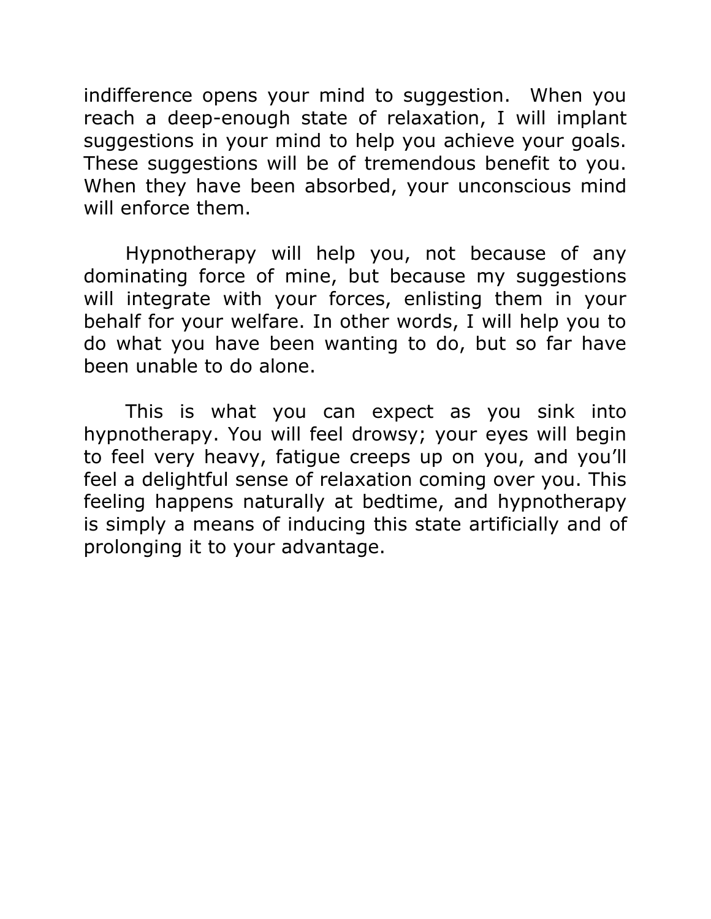indifference opens your mind to suggestion. When you reach a deep-enough state of relaxation, I will implant suggestions in your mind to help you achieve your goals. These suggestions will be of tremendous benefit to you. When they have been absorbed, your unconscious mind will enforce them.

Hypnotherapy will help you, not because of any dominating force of mine, but because my suggestions will integrate with your forces, enlisting them in your behalf for your welfare. In other words, I will help you to do what you have been wanting to do, but so far have been unable to do alone.

This is what you can expect as you sink into hypnotherapy. You will feel drowsy; your eyes will begin to feel very heavy, fatigue creeps up on you, and you'll feel a delightful sense of relaxation coming over you. This feeling happens naturally at bedtime, and hypnotherapy is simply a means of inducing this state artificially and of prolonging it to your advantage.